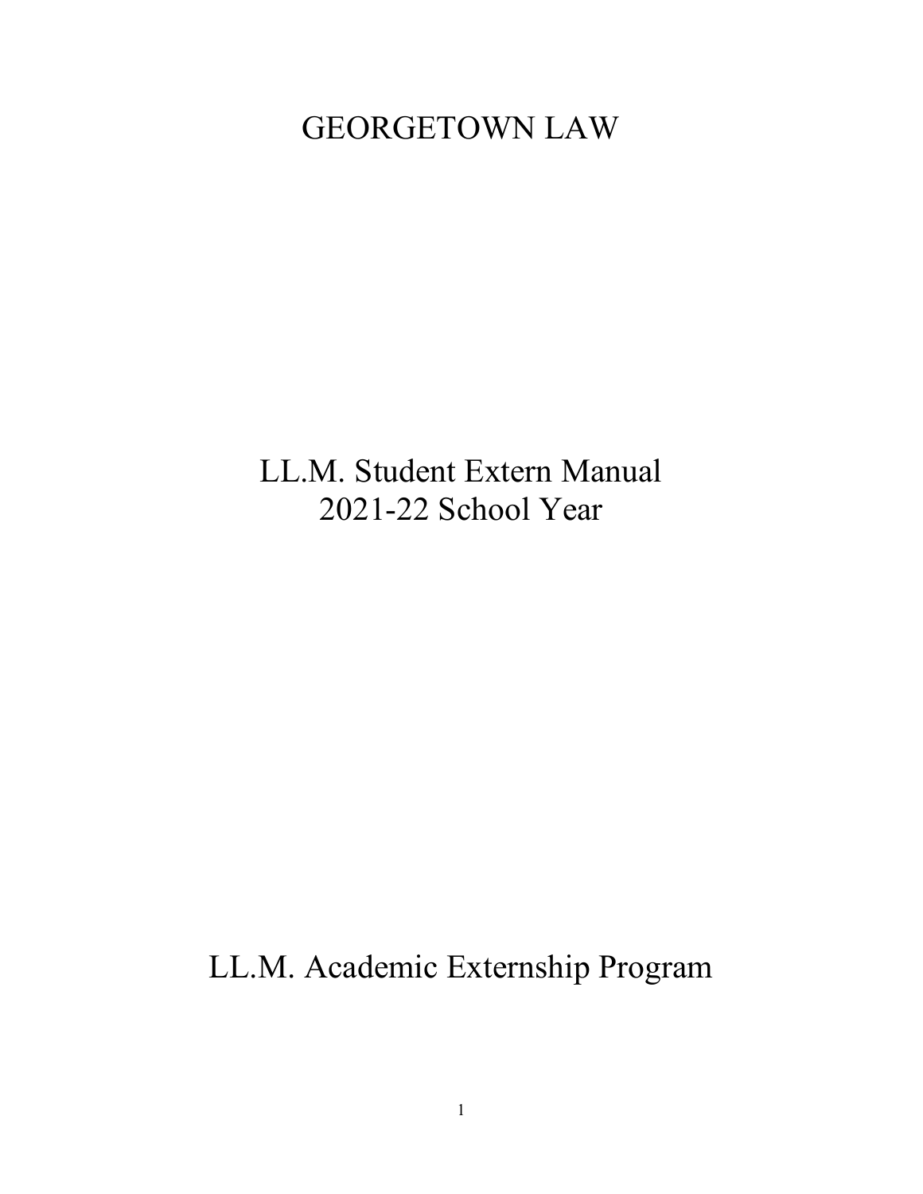# GEORGETOWN LAW

## LL.M. Student Extern Manual
## 2021-22 School Year

## LL.M. Academic Externship Program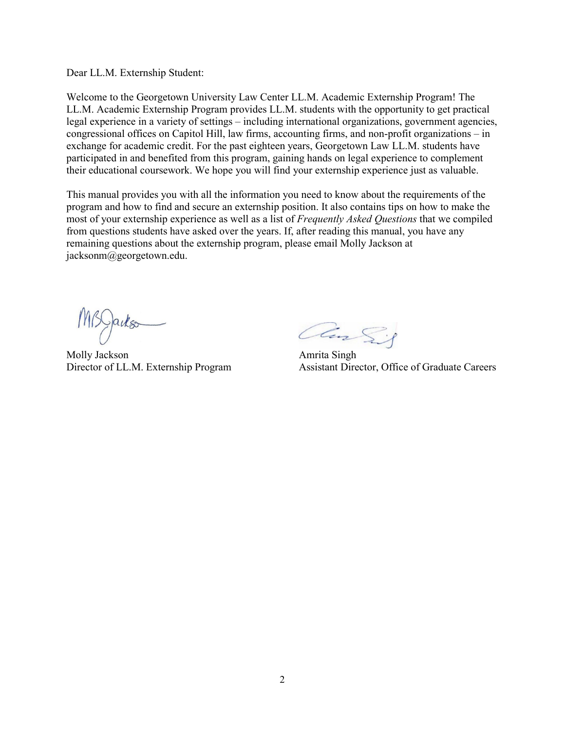Dear LL.M. Externship Student:

Welcome to the Georgetown University Law Center LL.M. Academic Externship Program! The LL.M. Academic Externship Program provides LL.M. students with the opportunity to get practical legal experience in a variety of settings – including international organizations, government agencies, congressional offices on Capitol Hill, law firms, accounting firms, and non-profit organizations – in exchange for academic credit. For the past eighteen years, Georgetown Law LL.M. students have participated in and benefited from this program, gaining hands on legal experience to complement their educational coursework. We hope you will find your externship experience just as valuable.

This manual provides you with all the information you need to know about the requirements of the program and how to find and secure an externship position. It also contains tips on how to make the most of your externship experience as well as a list of *Frequently Asked Questions* that we compiled from questions students have asked over the years. If, after reading this manual, you have any remaining questions about the externship program, please email Molly Jackson at jacksonm@georgetown.edu.

Molly Jackson
Director of LL.M. Externship Program

Amrita Singh
Assistant Director, Office of Graduate Careers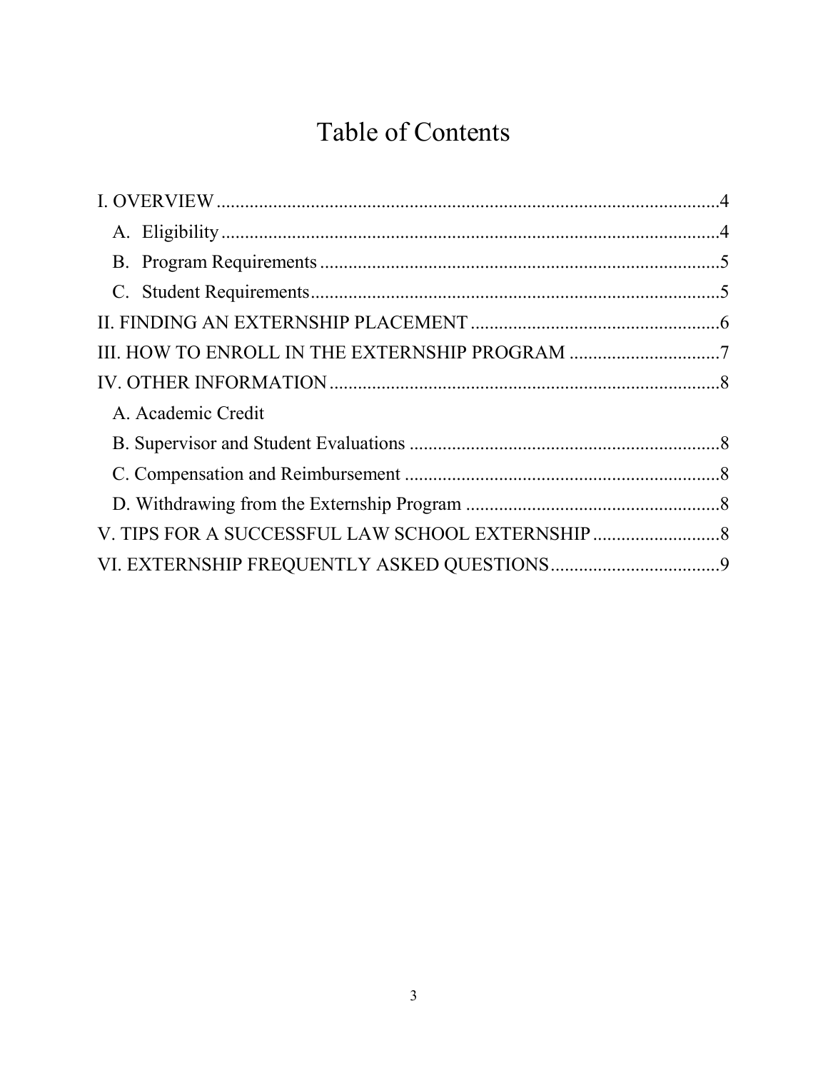# Table of Contents

I. OVERVIEW ....................................................................................................4

- A. Eligibility ....................................................................................................4
- B. Program Requirements ..............................................................................5
- C. Student Requirements................................................................................5

II. FINDING AN EXTERNSHIP PLACEMENT .....................................................6

III. HOW TO ENROLL IN THE EXTERNSHIP PROGRAM ................................7

IV. OTHER INFORMATION ...................................................................................8

- A. Academic Credit
- B. Supervisor and Student Evaluations ..................................................................8
- C. Compensation and Reimbursement ...................................................................8
- D. Withdrawing from the Externship Program ......................................................8

V. TIPS FOR A SUCCESSFUL LAW SCHOOL EXTERNSHIP ...........................8

VI. EXTERNSHIP FREQUENTLY ASKED QUESTIONS....................................9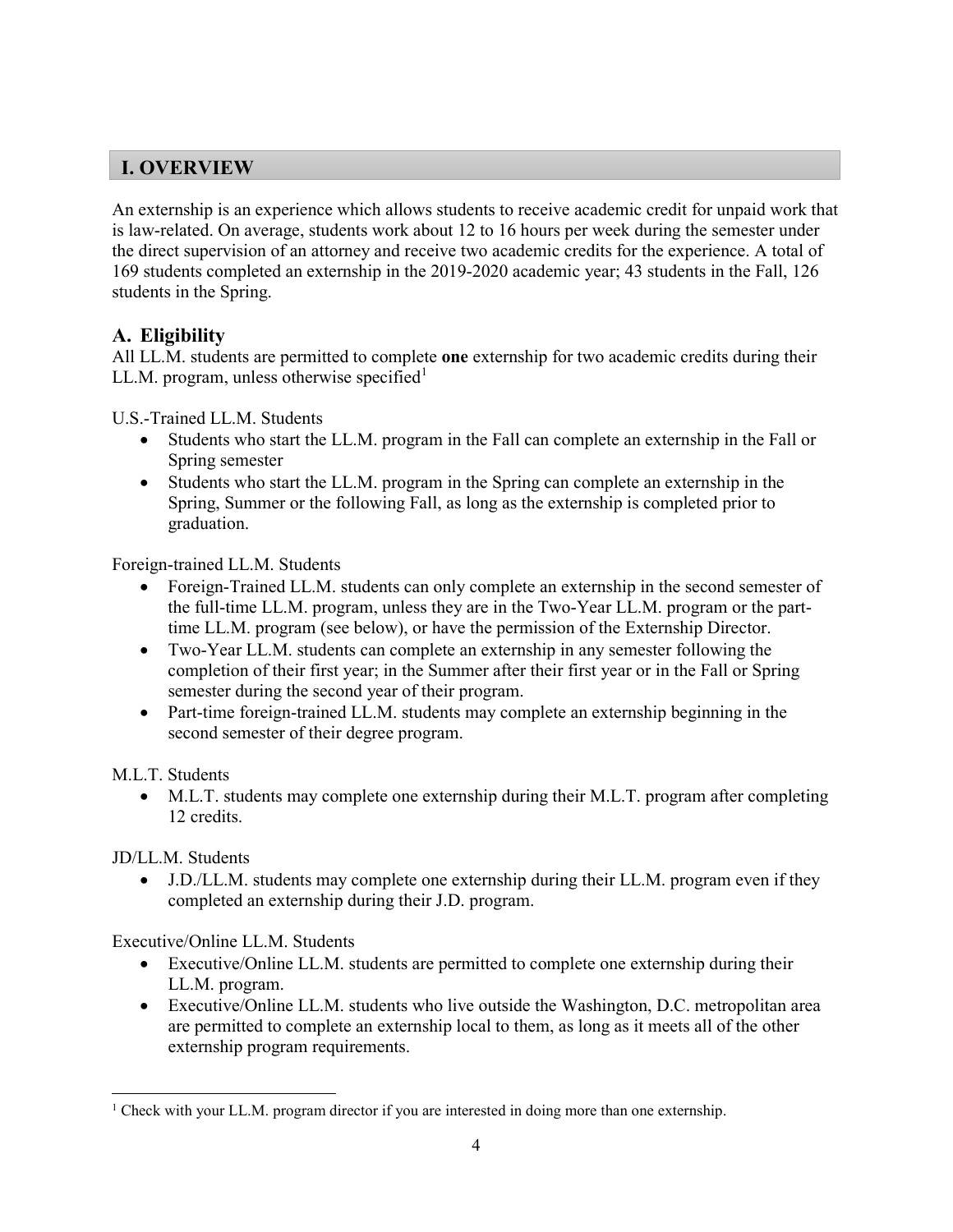## I. OVERVIEW

An externship is an experience which allows students to receive academic credit for unpaid work that is law-related. On average, students work about 12 to 16 hours per week during the semester under the direct supervision of an attorney and receive two academic credits for the experience. A total of 169 students completed an externship in the 2019-2020 academic year; 43 students in the Fall, 126 students in the Spring.

### A. Eligibility

All LL.M. students are permitted to complete **one** externship for two academic credits during their LL.M. program, unless otherwise specified[1]

U.S.-Trained LL.M. Students

- Students who start the LL.M. program in the Fall can complete an externship in the Fall or Spring semester
- Students who start the LL.M. program in the Spring can complete an externship in the Spring, Summer or the following Fall, as long as the externship is completed prior to graduation.

Foreign-trained LL.M. Students

- Foreign-Trained LL.M. students can only complete an externship in the second semester of the full-time LL.M. program, unless they are in the Two-Year LL.M. program or the part-time LL.M. program (see below), or have the permission of the Externship Director.
- Two-Year LL.M. students can complete an externship in any semester following the completion of their first year; in the Summer after their first year or in the Fall or Spring semester during the second year of their program.
- Part-time foreign-trained LL.M. students may complete an externship beginning in the second semester of their degree program.

M.L.T. Students

- M.L.T. students may complete one externship during their M.L.T. program after completing 12 credits.

JD/LL.M. Students

- J.D./LL.M. students may complete one externship during their LL.M. program even if they completed an externship during their J.D. program.

Executive/Online LL.M. Students

- Executive/Online LL.M. students are permitted to complete one externship during their LL.M. program.
- Executive/Online LL.M. students who live outside the Washington, D.C. metropolitan area are permitted to complete an externship local to them, as long as it meets all of the other externship program requirements.

---

[1] Check with your LL.M. program director if you are interested in doing more than one externship.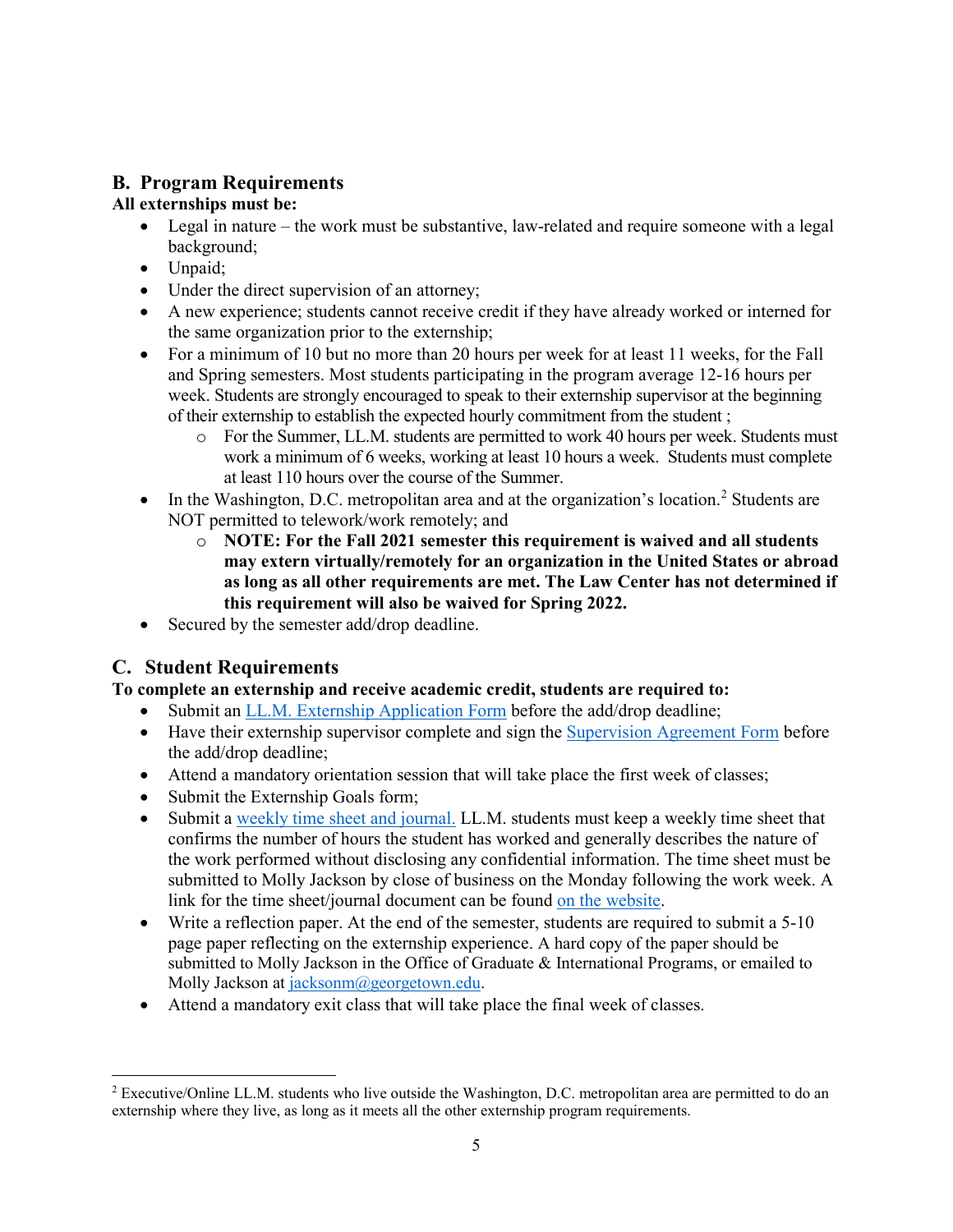## B. Program Requirements

**All externships must be:**

- Legal in nature – the work must be substantive, law-related and require someone with a legal background;
- Unpaid;
- Under the direct supervision of an attorney;
- A new experience; students cannot receive credit if they have already worked or interned for the same organization prior to the externship;
- For a minimum of 10 but no more than 20 hours per week for at least 11 weeks, for the Fall and Spring semesters. Most students participating in the program average 12-16 hours per week. Students are strongly encouraged to speak to their externship supervisor at the beginning of their externship to establish the expected hourly commitment from the student ;
  - For the Summer, LL.M. students are permitted to work 40 hours per week. Students must work a minimum of 6 weeks, working at least 10 hours a week. Students must complete at least 110 hours over the course of the Summer.
- In the Washington, D.C. metropolitan area and at the organization's location.[2] Students are NOT permitted to telework/work remotely; and
  - **NOTE: For the Fall 2021 semester this requirement is waived and all students may extern virtually/remotely for an organization in the United States or abroad as long as all other requirements are met. The Law Center has not determined if this requirement will also be waived for Spring 2022.**
- Secured by the semester add/drop deadline.

## C. Student Requirements

**To complete an externship and receive academic credit, students are required to:**

- Submit an LL.M. Externship Application Form before the add/drop deadline;
- Have their externship supervisor complete and sign the Supervision Agreement Form before the add/drop deadline;
- Attend a mandatory orientation session that will take place the first week of classes;
- Submit the Externship Goals form;
- Submit a weekly time sheet and journal. LL.M. students must keep a weekly time sheet that confirms the number of hours the student has worked and generally describes the nature of the work performed without disclosing any confidential information. The time sheet must be submitted to Molly Jackson by close of business on the Monday following the work week. A link for the time sheet/journal document can be found on the website.
- Write a reflection paper. At the end of the semester, students are required to submit a 5-10 page paper reflecting on the externship experience. A hard copy of the paper should be submitted to Molly Jackson in the Office of Graduate & International Programs, or emailed to Molly Jackson at jacksonm@georgetown.edu.
- Attend a mandatory exit class that will take place the final week of classes.

---

[2] Executive/Online LL.M. students who live outside the Washington, D.C. metropolitan area are permitted to do an externship where they live, as long as it meets all the other externship program requirements.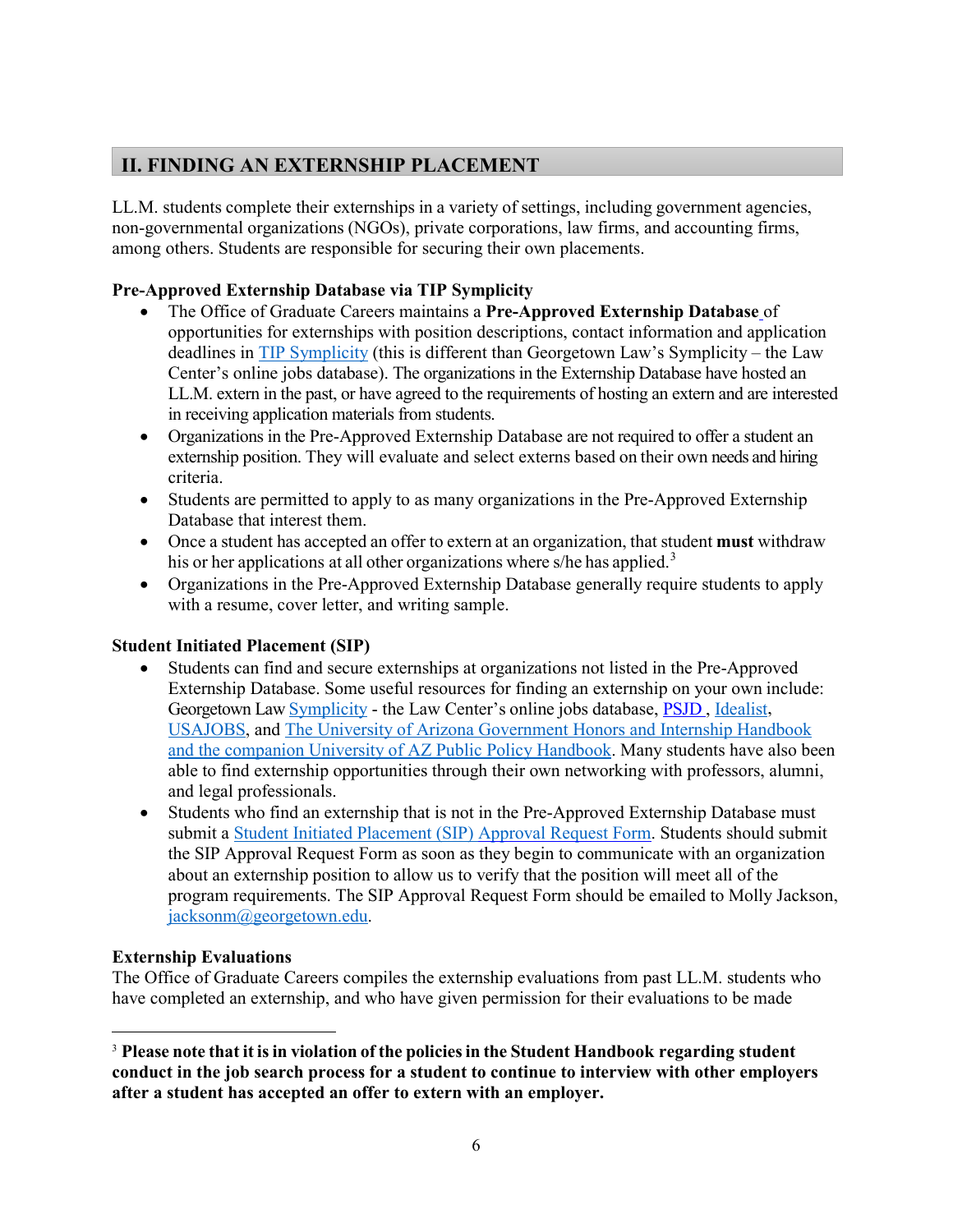## II. FINDING AN EXTERNSHIP PLACEMENT

LL.M. students complete their externships in a variety of settings, including government agencies, non-governmental organizations (NGOs), private corporations, law firms, and accounting firms, among others. Students are responsible for securing their own placements.

**Pre-Approved Externship Database via TIP Symplicity**

- The Office of Graduate Careers maintains a **Pre-Approved Externship Database** of opportunities for externships with position descriptions, contact information and application deadlines in TIP Symplicity (this is different than Georgetown Law's Symplicity – the Law Center's online jobs database). The organizations in the Externship Database have hosted an LL.M. extern in the past, or have agreed to the requirements of hosting an extern and are interested in receiving application materials from students.
- Organizations in the Pre-Approved Externship Database are not required to offer a student an externship position. They will evaluate and select externs based on their own needs and hiring criteria.
- Students are permitted to apply to as many organizations in the Pre-Approved Externship Database that interest them.
- Once a student has accepted an offer to extern at an organization, that student **must** withdraw his or her applications at all other organizations where s/he has applied.[3]
- Organizations in the Pre-Approved Externship Database generally require students to apply with a resume, cover letter, and writing sample.

**Student Initiated Placement (SIP)**

- Students can find and secure externships at organizations not listed in the Pre-Approved Externship Database. Some useful resources for finding an externship on your own include: Georgetown Law Symplicity - the Law Center's online jobs database, PSJD, Idealist, USAJOBS, and The University of Arizona Government Honors and Internship Handbook and the companion University of AZ Public Policy Handbook. Many students have also been able to find externship opportunities through their own networking with professors, alumni, and legal professionals.
- Students who find an externship that is not in the Pre-Approved Externship Database must submit a Student Initiated Placement (SIP) Approval Request Form. Students should submit the SIP Approval Request Form as soon as they begin to communicate with an organization about an externship position to allow us to verify that the position will meet all of the program requirements. The SIP Approval Request Form should be emailed to Molly Jackson, jacksonm@georgetown.edu.

**Externship Evaluations**

The Office of Graduate Careers compiles the externship evaluations from past LL.M. students who have completed an externship, and who have given permission for their evaluations to be made

---

[3] **Please note that it is in violation of the policies in the Student Handbook regarding student conduct in the job search process for a student to continue to interview with other employers after a student has accepted an offer to extern with an employer.**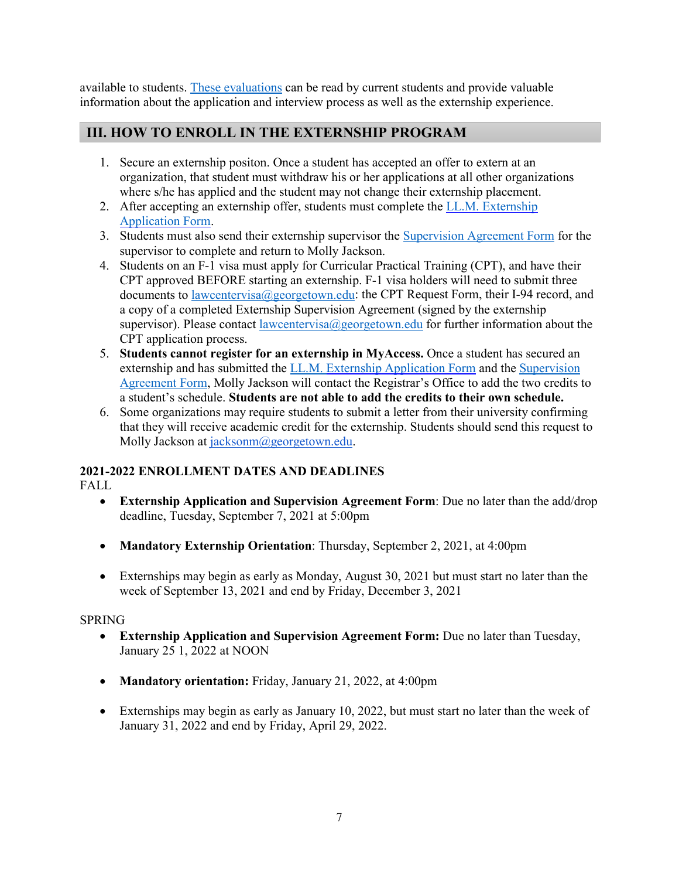available to students. [These evaluations]() can be read by current students and provide valuable information about the application and interview process as well as the externship experience.

## III. HOW TO ENROLL IN THE EXTERNSHIP PROGRAM

1. Secure an externship positon. Once a student has accepted an offer to extern at an organization, that student must withdraw his or her applications at all other organizations where s/he has applied and the student may not change their externship placement.
2. After accepting an externship offer, students must complete the LL.M. Externship Application Form.
3. Students must also send their externship supervisor the Supervision Agreement Form for the supervisor to complete and return to Molly Jackson.
4. Students on an F-1 visa must apply for Curricular Practical Training (CPT), and have their CPT approved BEFORE starting an externship. F-1 visa holders will need to submit three documents to lawcentervisa@georgetown.edu: the CPT Request Form, their I-94 record, and a copy of a completed Externship Supervision Agreement (signed by the externship supervisor). Please contact lawcentervisa@georgetown.edu for further information about the CPT application process.
5. **Students cannot register for an externship in MyAccess.** Once a student has secured an externship and has submitted the LL.M. Externship Application Form and the Supervision Agreement Form, Molly Jackson will contact the Registrar's Office to add the two credits to a student's schedule. **Students are not able to add the credits to their own schedule.**
6. Some organizations may require students to submit a letter from their university confirming that they will receive academic credit for the externship. Students should send this request to Molly Jackson at jacksonm@georgetown.edu.

**2021-2022 ENROLLMENT DATES AND DEADLINES**

FALL

- **Externship Application and Supervision Agreement Form**: Due no later than the add/drop deadline, Tuesday, September 7, 2021 at 5:00pm
- **Mandatory Externship Orientation**: Thursday, September 2, 2021, at 4:00pm
- Externships may begin as early as Monday, August 30, 2021 but must start no later than the week of September 13, 2021 and end by Friday, December 3, 2021

SPRING

- **Externship Application and Supervision Agreement Form:** Due no later than Tuesday, January 25 1, 2022 at NOON
- **Mandatory orientation:** Friday, January 21, 2022, at 4:00pm
- Externships may begin as early as January 10, 2022, but must start no later than the week of January 31, 2022 and end by Friday, April 29, 2022.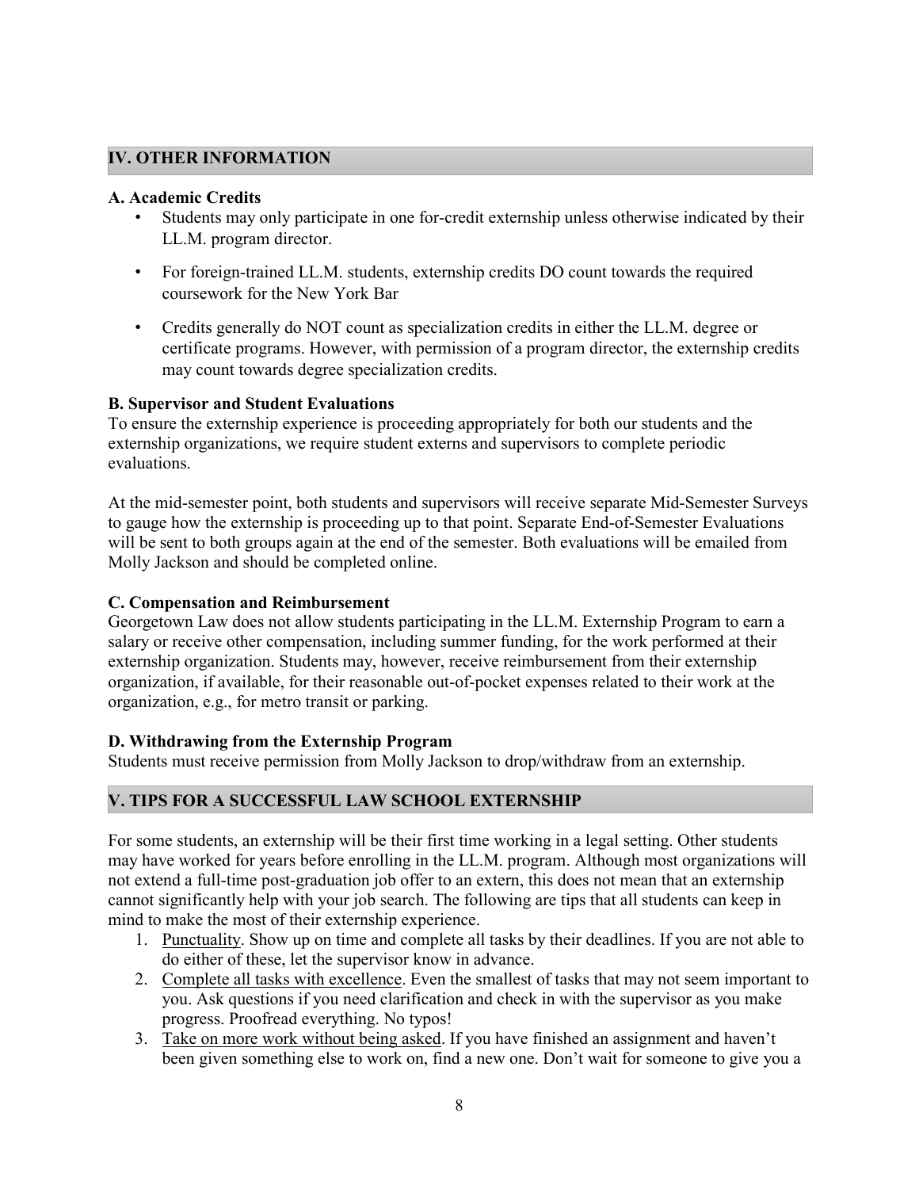## IV. OTHER INFORMATION

### A. Academic Credits

- Students may only participate in one for-credit externship unless otherwise indicated by their LL.M. program director.
- For foreign-trained LL.M. students, externship credits DO count towards the required coursework for the New York Bar
- Credits generally do NOT count as specialization credits in either the LL.M. degree or certificate programs. However, with permission of a program director, the externship credits may count towards degree specialization credits.

### B. Supervisor and Student Evaluations

To ensure the externship experience is proceeding appropriately for both our students and the externship organizations, we require student externs and supervisors to complete periodic evaluations.

At the mid-semester point, both students and supervisors will receive separate Mid-Semester Surveys to gauge how the externship is proceeding up to that point. Separate End-of-Semester Evaluations will be sent to both groups again at the end of the semester. Both evaluations will be emailed from Molly Jackson and should be completed online.

### C. Compensation and Reimbursement

Georgetown Law does not allow students participating in the LL.M. Externship Program to earn a salary or receive other compensation, including summer funding, for the work performed at their externship organization. Students may, however, receive reimbursement from their externship organization, if available, for their reasonable out-of-pocket expenses related to their work at the organization, e.g., for metro transit or parking.

### D. Withdrawing from the Externship Program

Students must receive permission from Molly Jackson to drop/withdraw from an externship.

## V. TIPS FOR A SUCCESSFUL LAW SCHOOL EXTERNSHIP

For some students, an externship will be their first time working in a legal setting. Other students may have worked for years before enrolling in the LL.M. program. Although most organizations will not extend a full-time post-graduation job offer to an extern, this does not mean that an externship cannot significantly help with your job search. The following are tips that all students can keep in mind to make the most of their externship experience.

1. Punctuality. Show up on time and complete all tasks by their deadlines. If you are not able to do either of these, let the supervisor know in advance.
2. Complete all tasks with excellence. Even the smallest of tasks that may not seem important to you. Ask questions if you need clarification and check in with the supervisor as you make progress. Proofread everything. No typos!
3. Take on more work without being asked. If you have finished an assignment and haven't been given something else to work on, find a new one. Don't wait for someone to give you a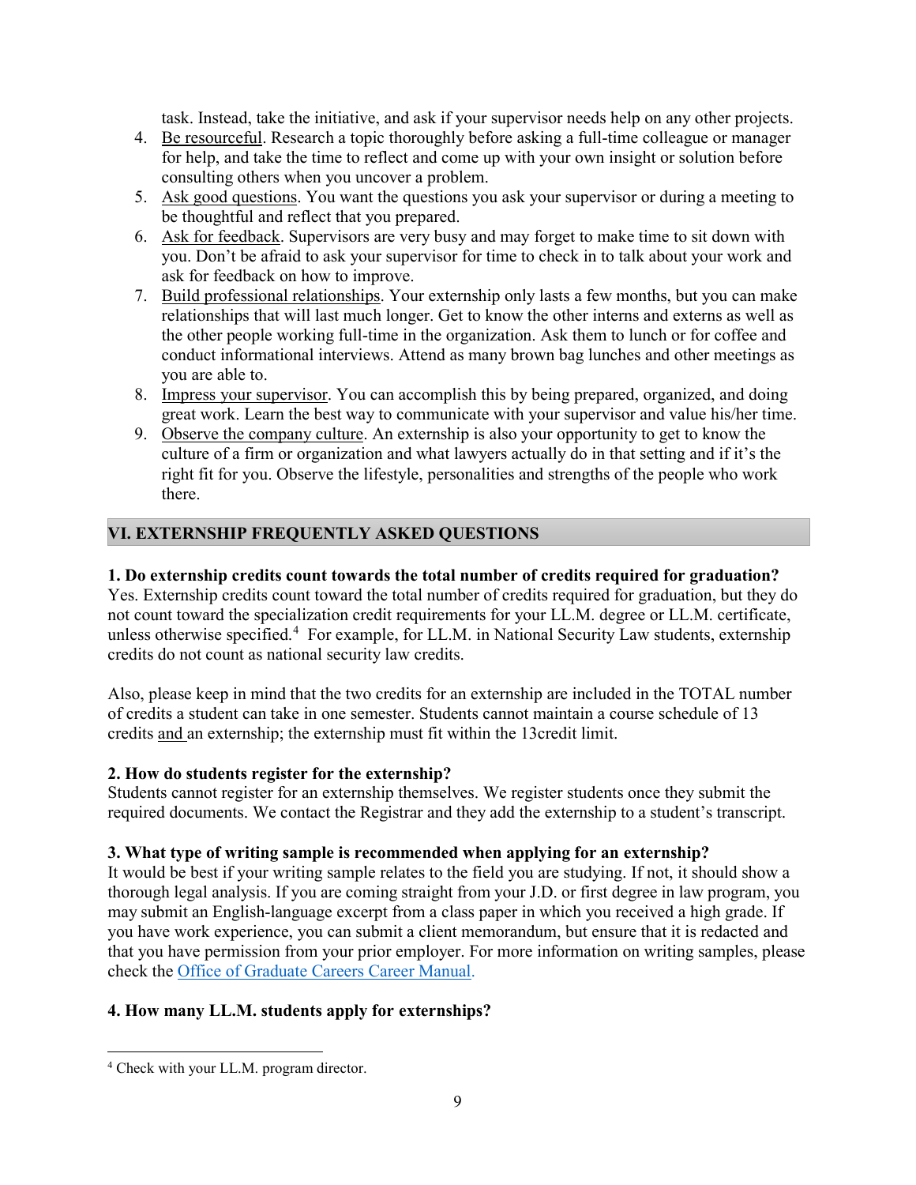task. Instead, take the initiative, and ask if your supervisor needs help on any other projects.

4. Be resourceful. Research a topic thoroughly before asking a full-time colleague or manager for help, and take the time to reflect and come up with your own insight or solution before consulting others when you uncover a problem.
5. Ask good questions. You want the questions you ask your supervisor or during a meeting to be thoughtful and reflect that you prepared.
6. Ask for feedback. Supervisors are very busy and may forget to make time to sit down with you. Don't be afraid to ask your supervisor for time to check in to talk about your work and ask for feedback on how to improve.
7. Build professional relationships. Your externship only lasts a few months, but you can make relationships that will last much longer. Get to know the other interns and externs as well as the other people working full-time in the organization. Ask them to lunch or for coffee and conduct informational interviews. Attend as many brown bag lunches and other meetings as you are able to.
8. Impress your supervisor. You can accomplish this by being prepared, organized, and doing great work. Learn the best way to communicate with your supervisor and value his/her time.
9. Observe the company culture. An externship is also your opportunity to get to know the culture of a firm or organization and what lawyers actually do in that setting and if it's the right fit for you. Observe the lifestyle, personalities and strengths of the people who work there.

## VI. EXTERNSHIP FREQUENTLY ASKED QUESTIONS

**1. Do externship credits count towards the total number of credits required for graduation?**
Yes. Externship credits count toward the total number of credits required for graduation, but they do not count toward the specialization credit requirements for your LL.M. degree or LL.M. certificate, unless otherwise specified.[4] For example, for LL.M. in National Security Law students, externship credits do not count as national security law credits.

Also, please keep in mind that the two credits for an externship are included in the TOTAL number of credits a student can take in one semester. Students cannot maintain a course schedule of 13 credits and an externship; the externship must fit within the 13credit limit.

**2. How do students register for the externship?**
Students cannot register for an externship themselves. We register students once they submit the required documents. We contact the Registrar and they add the externship to a student's transcript.

**3. What type of writing sample is recommended when applying for an externship?**
It would be best if your writing sample relates to the field you are studying. If not, it should show a thorough legal analysis. If you are coming straight from your J.D. or first degree in law program, you may submit an English-language excerpt from a class paper in which you received a high grade. If you have work experience, you can submit a client memorandum, but ensure that it is redacted and that you have permission from your prior employer. For more information on writing samples, please check the Office of Graduate Careers Career Manual.

**4. How many LL.M. students apply for externships?**

---

[4] Check with your LL.M. program director.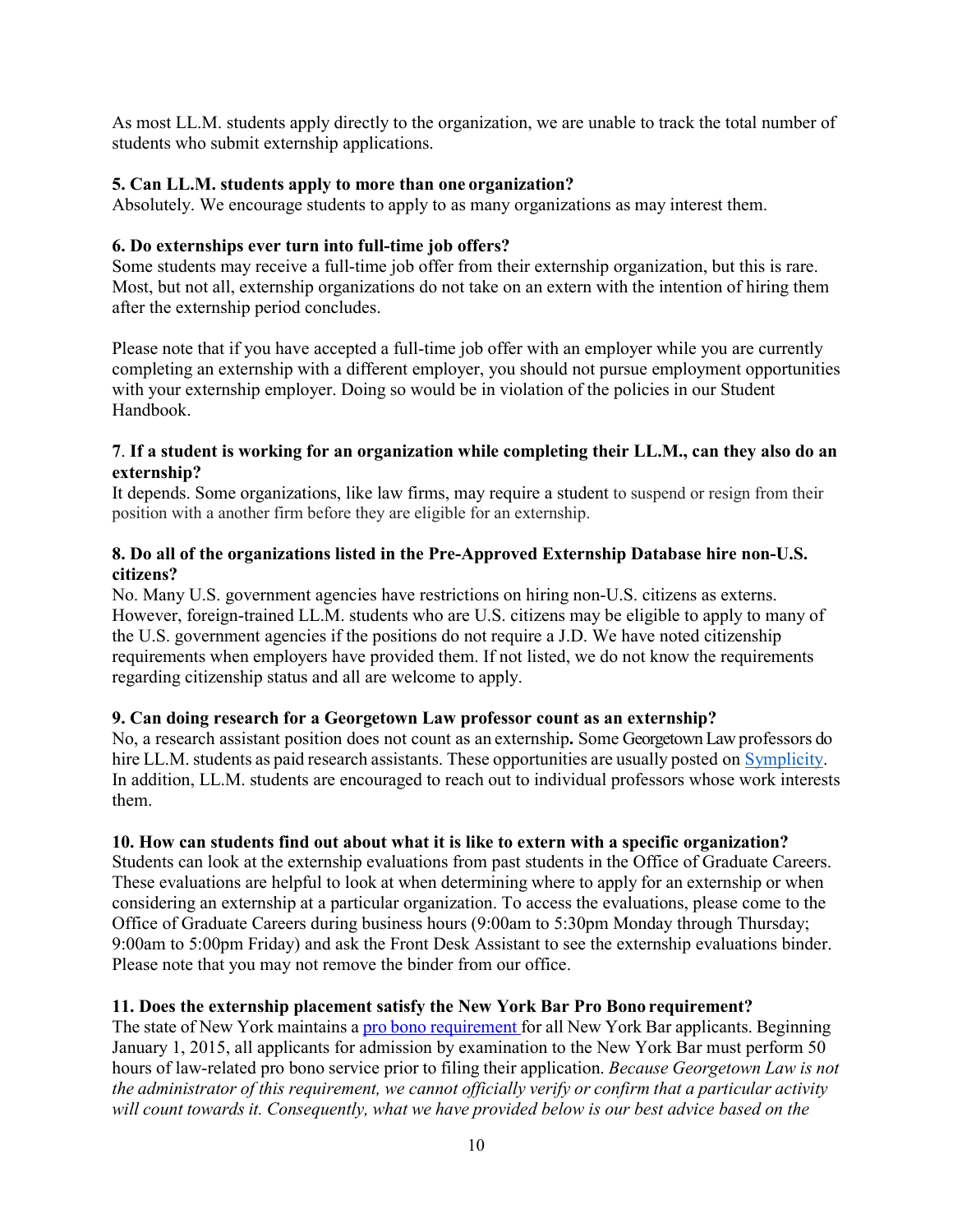As most LL.M. students apply directly to the organization, we are unable to track the total number of students who submit externship applications.

**5. Can LL.M. students apply to more than one organization?**
Absolutely. We encourage students to apply to as many organizations as may interest them.

**6. Do externships ever turn into full-time job offers?**
Some students may receive a full-time job offer from their externship organization, but this is rare. Most, but not all, externship organizations do not take on an extern with the intention of hiring them after the externship period concludes.

Please note that if you have accepted a full-time job offer with an employer while you are currently completing an externship with a different employer, you should not pursue employment opportunities with your externship employer. Doing so would be in violation of the policies in our Student Handbook.

**7. If a student is working for an organization while completing their LL.M., can they also do an externship?**
It depends. Some organizations, like law firms, may require a student to suspend or resign from their position with a another firm before they are eligible for an externship.

**8. Do all of the organizations listed in the Pre-Approved Externship Database hire non-U.S. citizens?**
No. Many U.S. government agencies have restrictions on hiring non-U.S. citizens as externs. However, foreign-trained LL.M. students who are U.S. citizens may be eligible to apply to many of the U.S. government agencies if the positions do not require a J.D. We have noted citizenship requirements when employers have provided them. If not listed, we do not know the requirements regarding citizenship status and all are welcome to apply.

**9. Can doing research for a Georgetown Law professor count as an externship?**
No, a research assistant position does not count as an externship**.** Some Georgetown Law professors do hire LL.M. students as paid research assistants. These opportunities are usually posted on [Symplicity](). In addition, LL.M. students are encouraged to reach out to individual professors whose work interests them.

**10. How can students find out about what it is like to extern with a specific organization?**
Students can look at the externship evaluations from past students in the Office of Graduate Careers. These evaluations are helpful to look at when determining where to apply for an externship or when considering an externship at a particular organization. To access the evaluations, please come to the Office of Graduate Careers during business hours (9:00am to 5:30pm Monday through Thursday; 9:00am to 5:00pm Friday) and ask the Front Desk Assistant to see the externship evaluations binder. Please note that you may not remove the binder from our office.

**11. Does the externship placement satisfy the New York Bar Pro Bono requirement?**
The state of New York maintains a [pro bono requirement]() for all New York Bar applicants. Beginning January 1, 2015, all applicants for admission by examination to the New York Bar must perform 50 hours of law-related pro bono service prior to filing their application. *Because Georgetown Law is not the administrator of this requirement, we cannot officially verify or confirm that a particular activity will count towards it. Consequently, what we have provided below is our best advice based on the*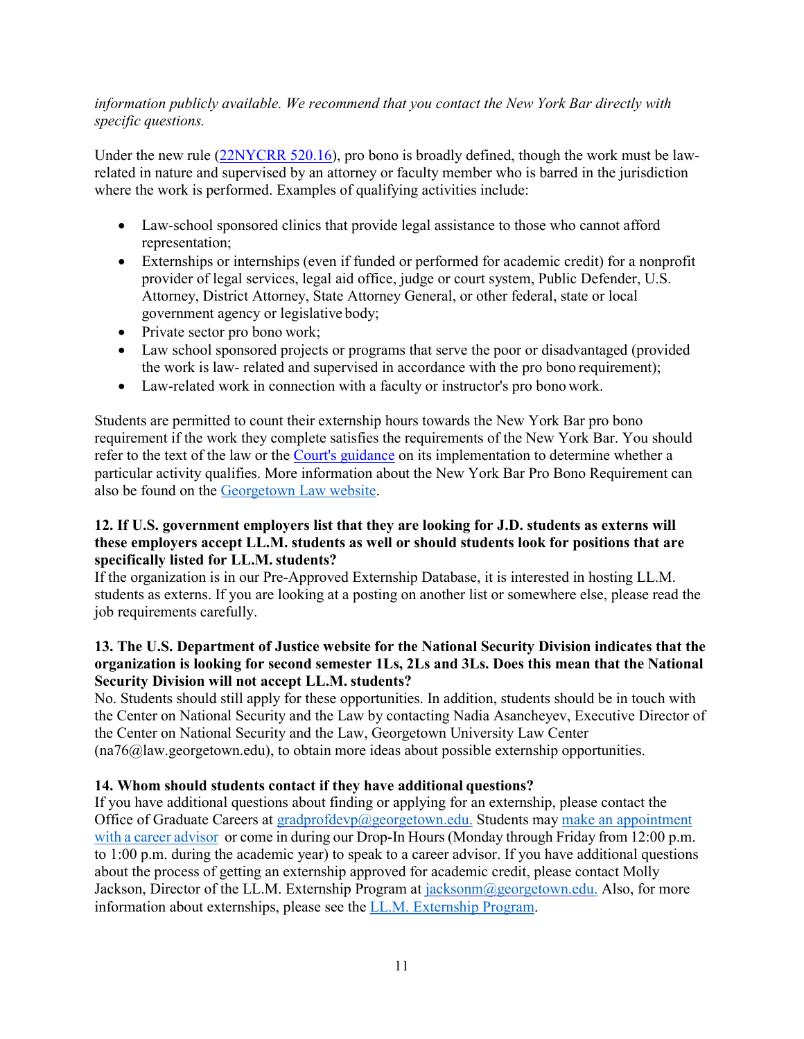*information publicly available. We recommend that you contact the New York Bar directly with specific questions.*

Under the new rule (22NYCRR 520.16), pro bono is broadly defined, though the work must be law-related in nature and supervised by an attorney or faculty member who is barred in the jurisdiction where the work is performed. Examples of qualifying activities include:

- Law-school sponsored clinics that provide legal assistance to those who cannot afford representation;
- Externships or internships (even if funded or performed for academic credit) for a nonprofit provider of legal services, legal aid office, judge or court system, Public Defender, U.S. Attorney, District Attorney, State Attorney General, or other federal, state or local government agency or legislative body;
- Private sector pro bono work;
- Law school sponsored projects or programs that serve the poor or disadvantaged (provided the work is law- related and supervised in accordance with the pro bono requirement);
- Law-related work in connection with a faculty or instructor's pro bono work.

Students are permitted to count their externship hours towards the New York Bar pro bono requirement if the work they complete satisfies the requirements of the New York Bar. You should refer to the text of the law or the Court's guidance on its implementation to determine whether a particular activity qualifies. More information about the New York Bar Pro Bono Requirement can also be found on the Georgetown Law website.

**12. If U.S. government employers list that they are looking for J.D. students as externs will these employers accept LL.M. students as well or should students look for positions that are specifically listed for LL.M. students?**

If the organization is in our Pre-Approved Externship Database, it is interested in hosting LL.M. students as externs. If you are looking at a posting on another list or somewhere else, please read the job requirements carefully.

**13. The U.S. Department of Justice website for the National Security Division indicates that the organization is looking for second semester 1Ls, 2Ls and 3Ls. Does this mean that the National Security Division will not accept LL.M. students?**

No. Students should still apply for these opportunities. In addition, students should be in touch with the Center on National Security and the Law by contacting Nadia Asancheyev, Executive Director of the Center on National Security and the Law, Georgetown University Law Center (na76@law.georgetown.edu), to obtain more ideas about possible externship opportunities.

**14. Whom should students contact if they have additional questions?**

If you have additional questions about finding or applying for an externship, please contact the Office of Graduate Careers at gradprofdevp@georgetown.edu. Students may make an appointment with a career advisor or come in during our Drop-In Hours (Monday through Friday from 12:00 p.m. to 1:00 p.m. during the academic year) to speak to a career advisor. If you have additional questions about the process of getting an externship approved for academic credit, please contact Molly Jackson, Director of the LL.M. Externship Program at jacksonm@georgetown.edu. Also, for more information about externships, please see the LL.M. Externship Program.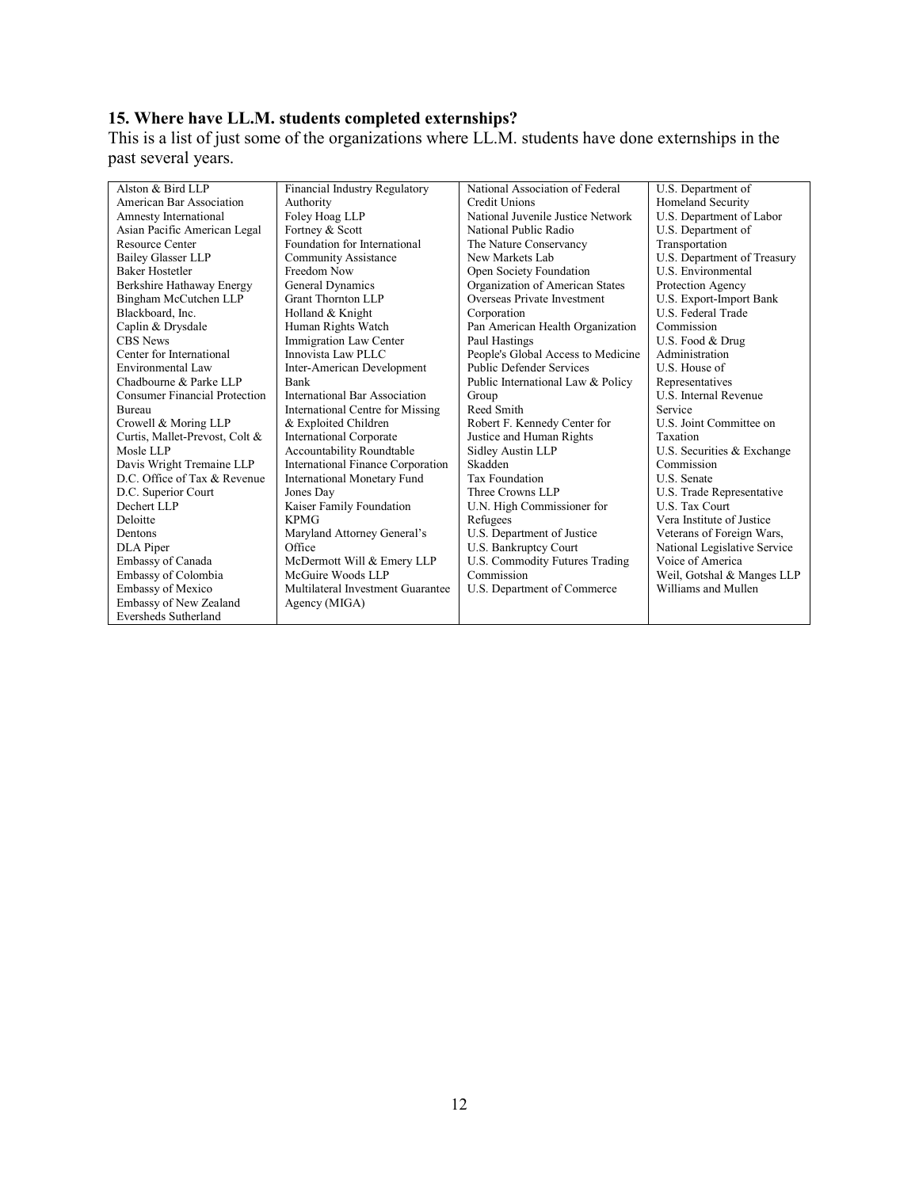### 15. Where have LL.M. students completed externships?

This is a list of just some of the organizations where LL.M. students have done externships in the past several years.

| | | | |
|---|---|---|---|
| Alston & Bird LLP<br>American Bar Association<br>Amnesty International<br>Asian Pacific American Legal Resource Center<br>Bailey Glasser LLP<br>Baker Hostetler<br>Berkshire Hathaway Energy<br>Bingham McCutchen LLP<br>Blackboard, Inc.<br>Caplin & Drysdale<br>CBS News<br>Center for International Environmental Law<br>Chadbourne & Parke LLP<br>Consumer Financial Protection Bureau<br>Crowell & Moring LLP<br>Curtis, Mallet-Prevost, Colt & Mosle LLP<br>Davis Wright Tremaine LLP<br>D.C. Office of Tax & Revenue<br>D.C. Superior Court<br>Dechert LLP<br>Deloitte<br>Dentons<br>DLA Piper<br>Embassy of Canada<br>Embassy of Colombia<br>Embassy of Mexico<br>Embassy of New Zealand<br>Eversheds Sutherland | Financial Industry Regulatory Authority<br>Foley Hoag LLP<br>Fortney & Scott<br>Foundation for International Community Assistance<br>Freedom Now<br>General Dynamics<br>Grant Thornton LLP<br>Holland & Knight<br>Human Rights Watch<br>Immigration Law Center<br>Innovista Law PLLC<br>Inter-American Development Bank<br>International Bar Association<br>International Centre for Missing & Exploited Children<br>International Corporate Accountability Roundtable<br>International Finance Corporation<br>International Monetary Fund<br>Jones Day<br>Kaiser Family Foundation<br>KPMG<br>Maryland Attorney General's Office<br>McDermott Will & Emery LLP<br>McGuire Woods LLP<br>Multilateral Investment Guarantee Agency (MIGA) | National Association of Federal Credit Unions<br>National Juvenile Justice Network<br>National Public Radio<br>The Nature Conservancy<br>New Markets Lab<br>Open Society Foundation<br>Organization of American States<br>Overseas Private Investment Corporation<br>Pan American Health Organization<br>Paul Hastings<br>People's Global Access to Medicine<br>Public Defender Services<br>Public International Law & Policy Group<br>Reed Smith<br>Robert F. Kennedy Center for Justice and Human Rights<br>Sidley Austin LLP<br>Skadden<br>Tax Foundation<br>Three Crowns LLP<br>U.N. High Commissioner for Refugees<br>U.S. Department of Justice<br>U.S. Bankruptcy Court<br>U.S. Commodity Futures Trading Commission<br>U.S. Department of Commerce | U.S. Department of Homeland Security<br>U.S. Department of Labor<br>U.S. Department of Transportation<br>U.S. Department of Treasury<br>U.S. Environmental Protection Agency<br>U.S. Export-Import Bank<br>U.S. Federal Trade Commission<br>U.S. Food & Drug Administration<br>U.S. House of Representatives<br>U.S. Internal Revenue Service<br>U.S. Joint Committee on Taxation<br>U.S. Securities & Exchange Commission<br>U.S. Senate<br>U.S. Trade Representative<br>U.S. Tax Court<br>Vera Institute of Justice<br>Veterans of Foreign Wars, National Legislative Service<br>Voice of America<br>Weil, Gotshal & Manges LLP<br>Williams and Mullen |